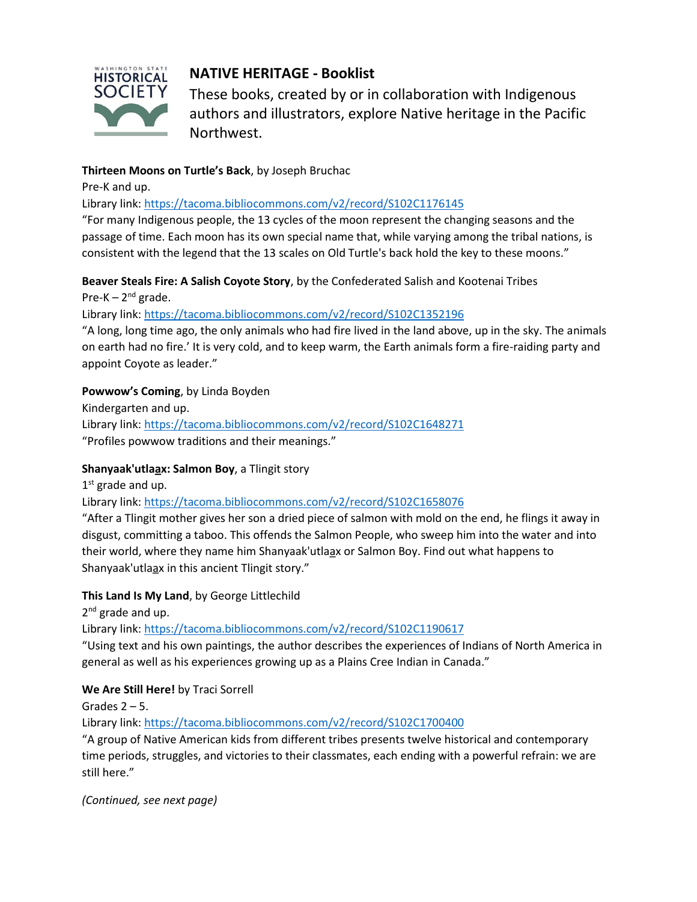# NATIVE HERITAGE - Booklist

These books, created by or in collaboration with Indigenous authors and illustrators, explore Native heritage in the Pacific Northwest.

**Thirteen Moons on Turtle's Back**, by Joseph Bruchac
Pre-K and up.
Library link: https://tacoma.bibliocommons.com/v2/record/S102C1176145
"For many Indigenous people, the 13 cycles of the moon represent the changing seasons and the passage of time. Each moon has its own special name that, while varying among the tribal nations, is consistent with the legend that the 13 scales on Old Turtle's back hold the key to these moons."

**Beaver Steals Fire: A Salish Coyote Story**, by the Confederated Salish and Kootenai Tribes
Pre-K – 2nd grade.
Library link: https://tacoma.bibliocommons.com/v2/record/S102C1352196
"A long, long time ago, the only animals who had fire lived in the land above, up in the sky. The animals on earth had no fire.' It is very cold, and to keep warm, the Earth animals form a fire-raiding party and appoint Coyote as leader."

**Powwow's Coming**, by Linda Boyden
Kindergarten and up.
Library link: https://tacoma.bibliocommons.com/v2/record/S102C1648271
"Profiles powwow traditions and their meanings."

**Shanyaak'utlaa̱x: Salmon Boy**, a Tlingit story
1st grade and up.
Library link: https://tacoma.bibliocommons.com/v2/record/S102C1658076
"After a Tlingit mother gives her son a dried piece of salmon with mold on the end, he flings it away in disgust, committing a taboo. This offends the Salmon People, who sweep him into the water and into their world, where they name him Shanyaak'utlaa̱x or Salmon Boy. Find out what happens to Shanyaak'utlaa̱x in this ancient Tlingit story."

**This Land Is My Land**, by George Littlechild
2nd grade and up.
Library link: https://tacoma.bibliocommons.com/v2/record/S102C1190617
"Using text and his own paintings, the author describes the experiences of Indians of North America in general as well as his experiences growing up as a Plains Cree Indian in Canada."

**We Are Still Here!** by Traci Sorrell
Grades 2 – 5.
Library link: https://tacoma.bibliocommons.com/v2/record/S102C1700400
"A group of Native American kids from different tribes presents twelve historical and contemporary time periods, struggles, and victories to their classmates, each ending with a powerful refrain: we are still here."

*(Continued, see next page)*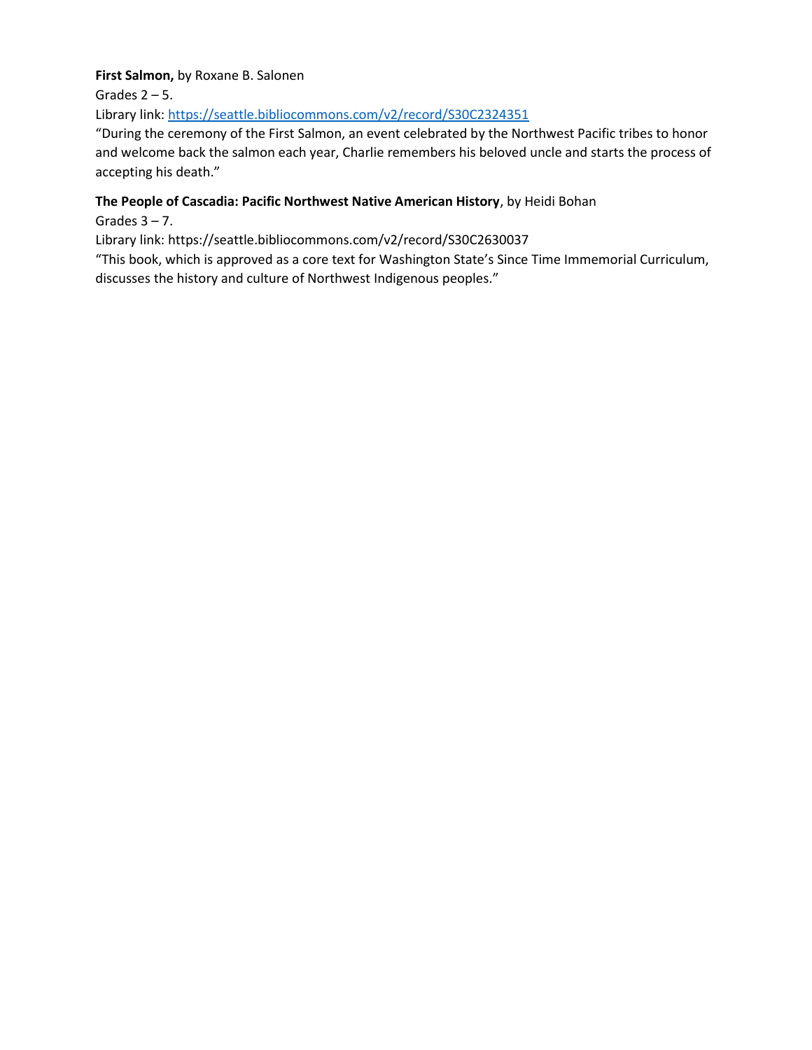**First Salmon,** by Roxane B. Salonen

Grades 2 – 5.

Library link: [https://seattle.bibliocommons.com/v2/record/S30C2324351](https://seattle.bibliocommons.com/v2/record/S30C2324351)

"During the ceremony of the First Salmon, an event celebrated by the Northwest Pacific tribes to honor and welcome back the salmon each year, Charlie remembers his beloved uncle and starts the process of accepting his death."

**The People of Cascadia: Pacific Northwest Native American History**, by Heidi Bohan

Grades 3 – 7.

Library link: https://seattle.bibliocommons.com/v2/record/S30C2630037

"This book, which is approved as a core text for Washington State's Since Time Immemorial Curriculum, discusses the history and culture of Northwest Indigenous peoples."